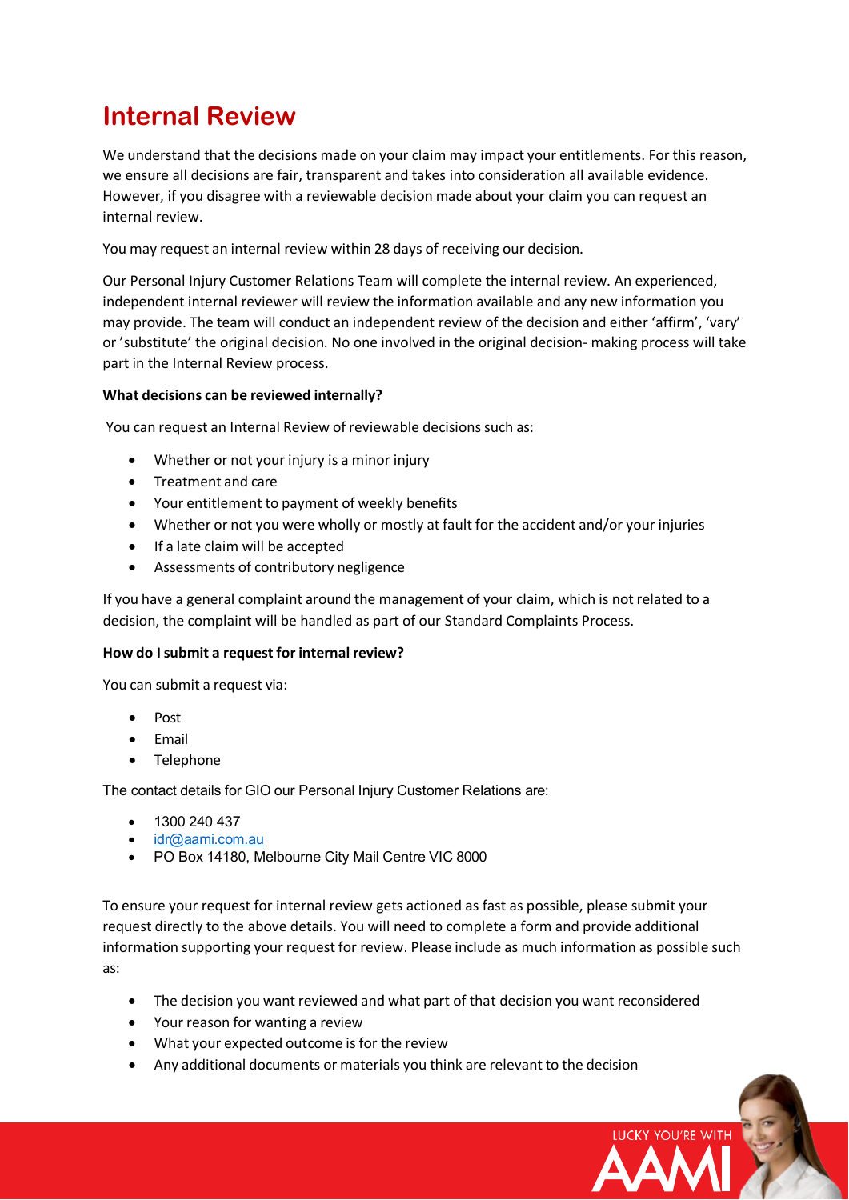# Internal Review

We understand that the decisions made on your claim may impact your entitlements. For this reason, we ensure all decisions are fair, transparent and takes into consideration all available evidence. However, if you disagree with a reviewable decision made about your claim you can request an internal review.

You may request an internal review within 28 days of receiving our decision.

Our Personal Injury Customer Relations Team will complete the internal review. An experienced, independent internal reviewer will review the information available and any new information you may provide. The team will conduct an independent review of the decision and either 'affirm', 'vary' or 'substitute' the original decision. No one involved in the original decision- making process will take part in the Internal Review process.

**What decisions can be reviewed internally?**

You can request an Internal Review of reviewable decisions such as:

- Whether or not your injury is a minor injury
- Treatment and care
- Your entitlement to payment of weekly benefits
- Whether or not you were wholly or mostly at fault for the accident and/or your injuries
- If a late claim will be accepted
- Assessments of contributory negligence

If you have a general complaint around the management of your claim, which is not related to a decision, the complaint will be handled as part of our Standard Complaints Process.

**How do I submit a request for internal review?**

You can submit a request via:

- Post
- Email
- Telephone

The contact details for GIO our Personal Injury Customer Relations are:

- 1300 240 437
- idr@aami.com.au
- PO Box 14180, Melbourne City Mail Centre VIC 8000

To ensure your request for internal review gets actioned as fast as possible, please submit your request directly to the above details. You will need to complete a form and provide additional information supporting your request for review. Please include as much information as possible such as:

- The decision you want reviewed and what part of that decision you want reconsidered
- Your reason for wanting a review
- What your expected outcome is for the review
- Any additional documents or materials you think are relevant to the decision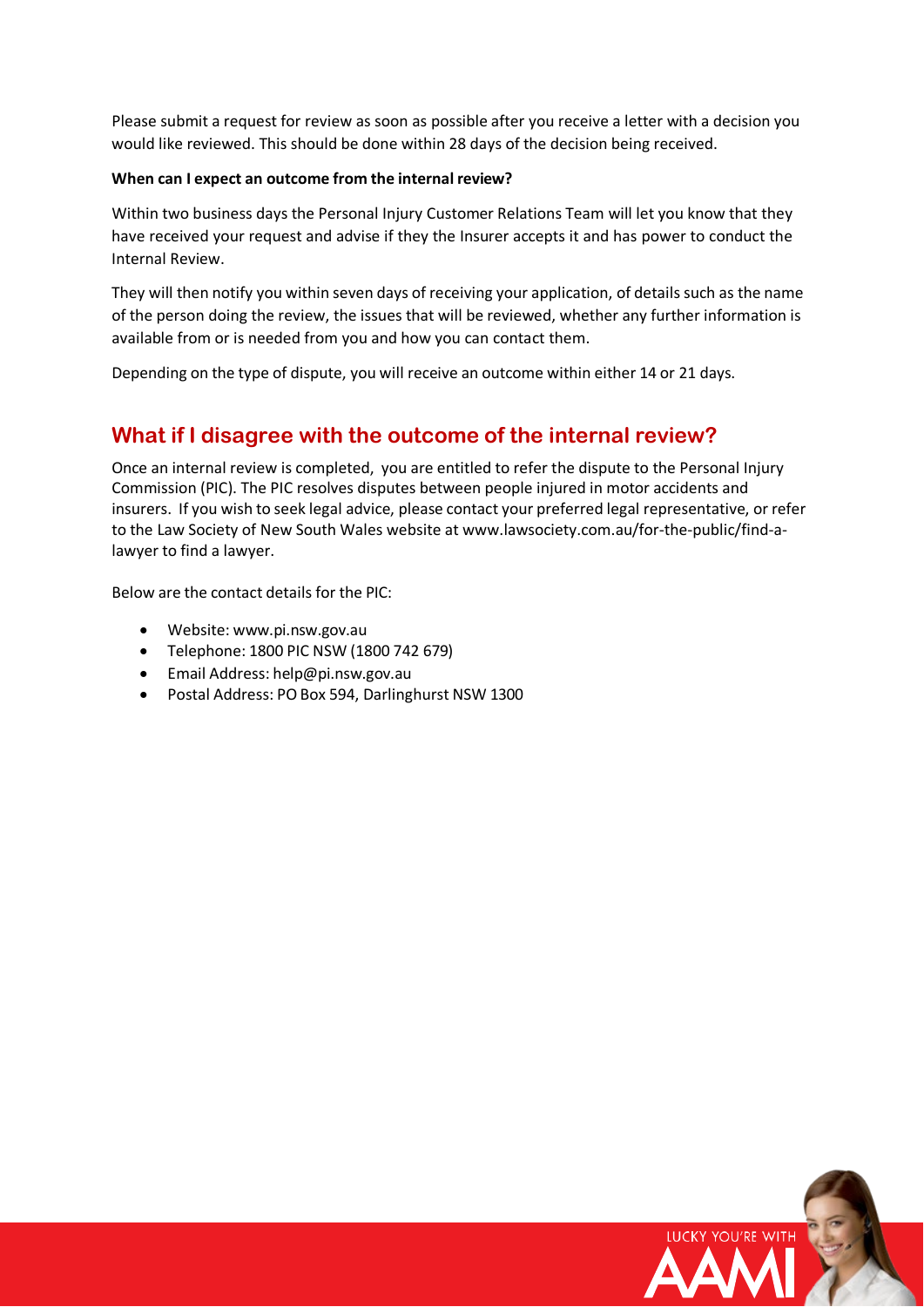Please submit a request for review as soon as possible after you receive a letter with a decision you would like reviewed. This should be done within 28 days of the decision being received.

**When can I expect an outcome from the internal review?**

Within two business days the Personal Injury Customer Relations Team will let you know that they have received your request and advise if they the Insurer accepts it and has power to conduct the Internal Review.

They will then notify you within seven days of receiving your application, of details such as the name of the person doing the review, the issues that will be reviewed, whether any further information is available from or is needed from you and how you can contact them.

Depending on the type of dispute, you will receive an outcome within either 14 or 21 days.

## What if I disagree with the outcome of the internal review?

Once an internal review is completed, you are entitled to refer the dispute to the Personal Injury Commission (PIC). The PIC resolves disputes between people injured in motor accidents and insurers. If you wish to seek legal advice, please contact your preferred legal representative, or refer to the Law Society of New South Wales website at www.lawsociety.com.au/for-the-public/find-a-lawyer to find a lawyer.

Below are the contact details for the PIC:

- Website: www.pi.nsw.gov.au
- Telephone: 1800 PIC NSW (1800 742 679)
- Email Address: help@pi.nsw.gov.au
- Postal Address: PO Box 594, Darlinghurst NSW 1300